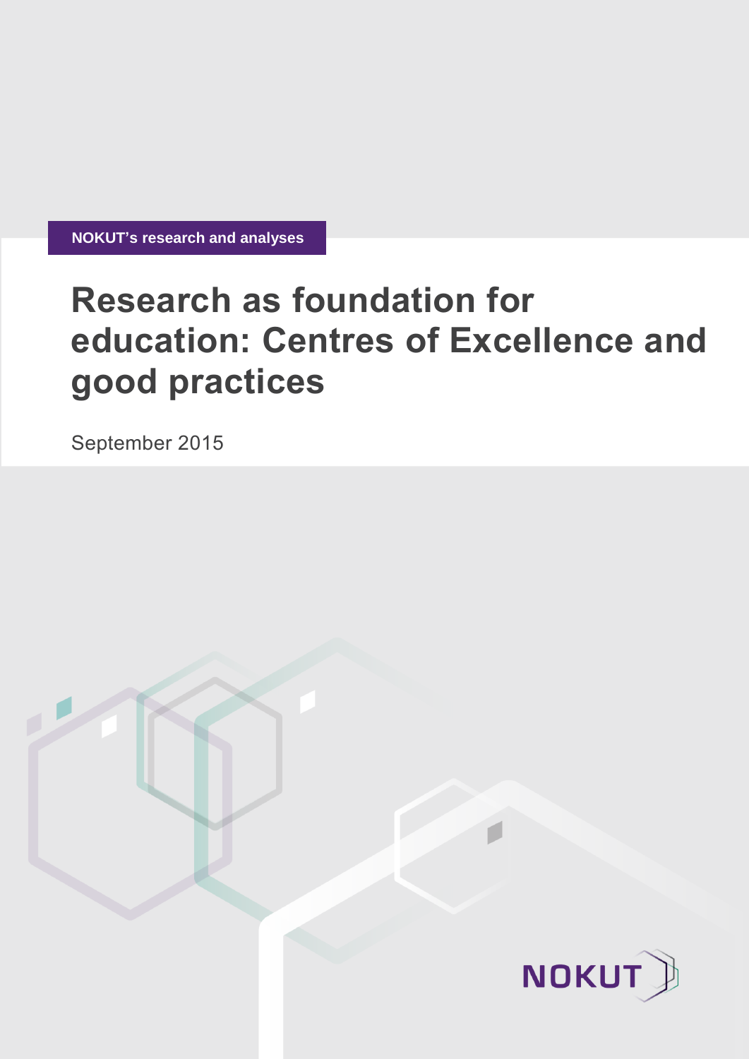NOKUT's research and analyses

# Research as foundation for education: Centres of Excellence and good practices

September 2015

NOKUT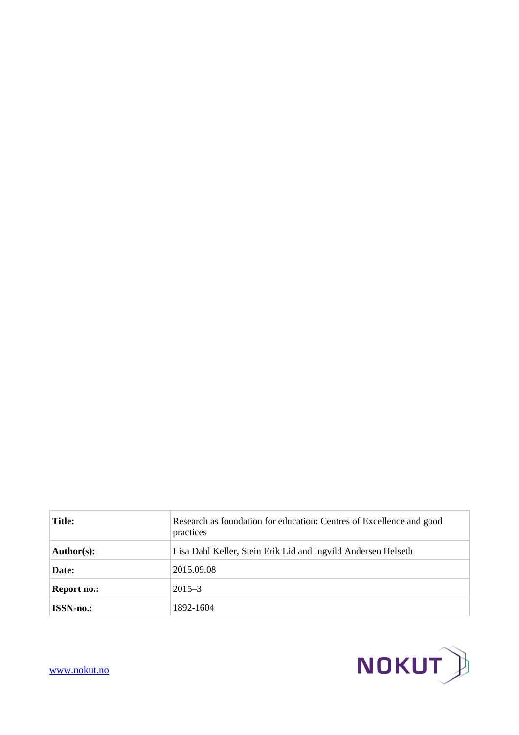| Title: | Research as foundation for education: Centres of Excellence and good practices |
|---|---|
| Author(s): | Lisa Dahl Keller, Stein Erik Lid and Ingvild Andersen Helseth |
| Date: | 2015.09.08 |
| Report no.: | 2015–3 |
| ISSN-no.: | 1892-1604 |

www.nokut.no

NOKUT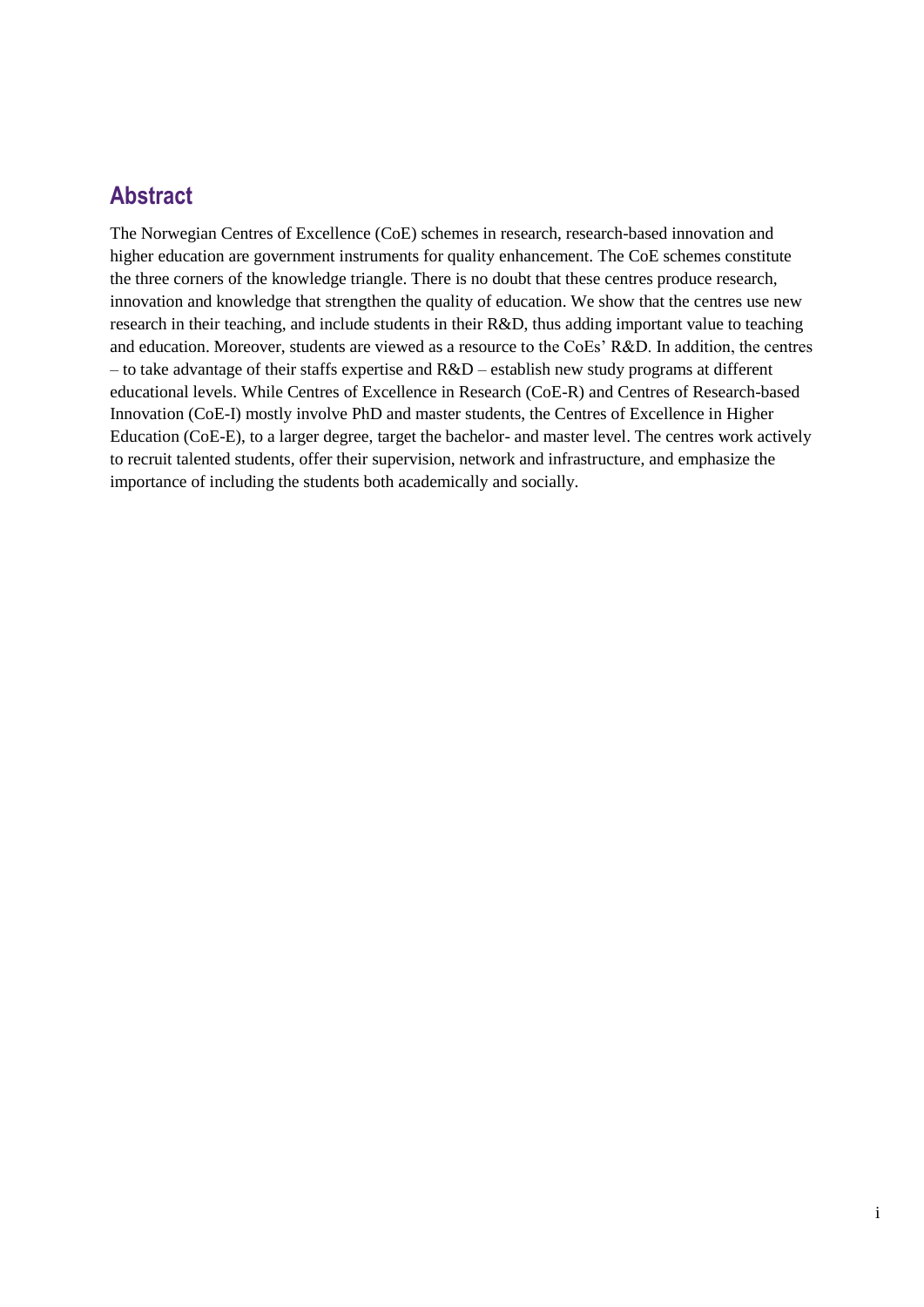## Abstract

The Norwegian Centres of Excellence (CoE) schemes in research, research-based innovation and higher education are government instruments for quality enhancement. The CoE schemes constitute the three corners of the knowledge triangle. There is no doubt that these centres produce research, innovation and knowledge that strengthen the quality of education. We show that the centres use new research in their teaching, and include students in their R&D, thus adding important value to teaching and education. Moreover, students are viewed as a resource to the CoEs' R&D. In addition, the centres – to take advantage of their staffs expertise and R&D – establish new study programs at different educational levels. While Centres of Excellence in Research (CoE-R) and Centres of Research-based Innovation (CoE-I) mostly involve PhD and master students, the Centres of Excellence in Higher Education (CoE-E), to a larger degree, target the bachelor- and master level. The centres work actively to recruit talented students, offer their supervision, network and infrastructure, and emphasize the importance of including the students both academically and socially.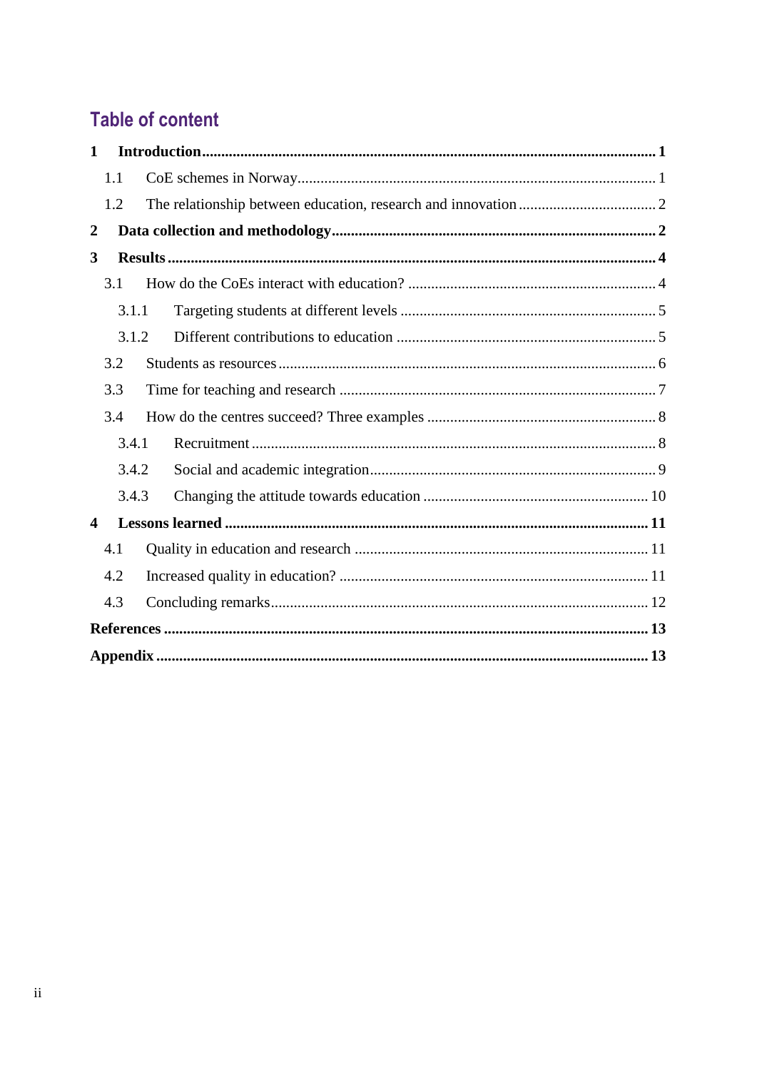## Table of content

**1 Introduction** ..... **1**

- 1.1 CoE schemes in Norway ..... 1
- 1.2 The relationship between education, research and innovation ..... 2

**2 Data collection and methodology** ..... **2**

**3 Results** ..... **4**

- 3.1 How do the CoEs interact with education? ..... 4
  - 3.1.1 Targeting students at different levels ..... 5
  - 3.1.2 Different contributions to education ..... 5
- 3.2 Students as resources ..... 6
- 3.3 Time for teaching and research ..... 7
- 3.4 How do the centres succeed? Three examples ..... 8
  - 3.4.1 Recruitment ..... 8
  - 3.4.2 Social and academic integration ..... 9
  - 3.4.3 Changing the attitude towards education ..... 10

**4 Lessons learned** ..... **11**

- 4.1 Quality in education and research ..... 11
- 4.2 Increased quality in education? ..... 11
- 4.3 Concluding remarks ..... 12

**References** ..... **13**

**Appendix** ..... **13**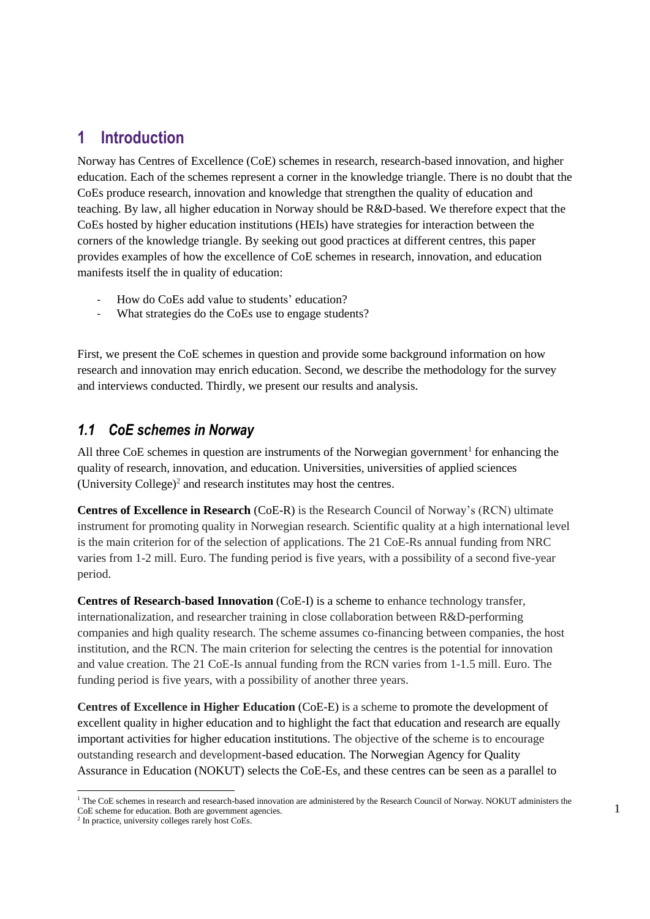# 1 Introduction

Norway has Centres of Excellence (CoE) schemes in research, research-based innovation, and higher education. Each of the schemes represent a corner in the knowledge triangle. There is no doubt that the CoEs produce research, innovation and knowledge that strengthen the quality of education and teaching. By law, all higher education in Norway should be R&D-based. We therefore expect that the CoEs hosted by higher education institutions (HEIs) have strategies for interaction between the corners of the knowledge triangle. By seeking out good practices at different centres, this paper provides examples of how the excellence of CoE schemes in research, innovation, and education manifests itself the in quality of education:

- How do CoEs add value to students' education?
- What strategies do the CoEs use to engage students?

First, we present the CoE schemes in question and provide some background information on how research and innovation may enrich education. Second, we describe the methodology for the survey and interviews conducted. Thirdly, we present our results and analysis.

## 1.1 CoE schemes in Norway

All three CoE schemes in question are instruments of the Norwegian government[1] for enhancing the quality of research, innovation, and education. Universities, universities of applied sciences (University College)[2] and research institutes may host the centres.

**Centres of Excellence in Research** (CoE-R) is the Research Council of Norway's (RCN) ultimate instrument for promoting quality in Norwegian research. Scientific quality at a high international level is the main criterion for of the selection of applications. The 21 CoE-Rs annual funding from NRC varies from 1-2 mill. Euro. The funding period is five years, with a possibility of a second five-year period.

**Centres of Research-based Innovation** (CoE-I) is a scheme to enhance technology transfer, internationalization, and researcher training in close collaboration between R&D-performing companies and high quality research. The scheme assumes co-financing between companies, the host institution, and the RCN. The main criterion for selecting the centres is the potential for innovation and value creation. The 21 CoE-Is annual funding from the RCN varies from 1-1.5 mill. Euro. The funding period is five years, with a possibility of another three years.

**Centres of Excellence in Higher Education** (CoE-E) is a scheme to promote the development of excellent quality in higher education and to highlight the fact that education and research are equally important activities for higher education institutions. The objective of the scheme is to encourage outstanding research and development-based education. The Norwegian Agency for Quality Assurance in Education (NOKUT) selects the CoE-Es, and these centres can be seen as a parallel to

[1] The CoE schemes in research and research-based innovation are administered by the Research Council of Norway. NOKUT administers the CoE scheme for education. Both are government agencies.

[2] In practice, university colleges rarely host CoEs.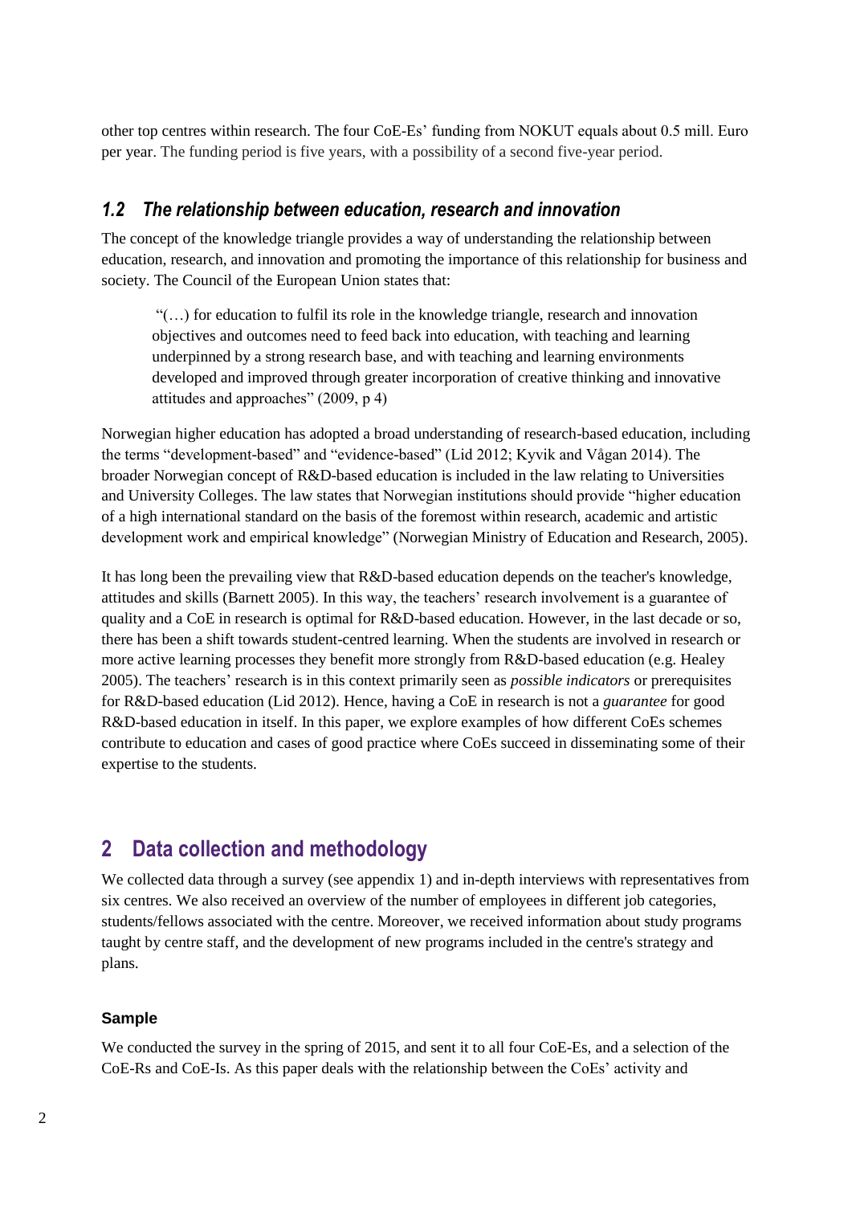other top centres within research. The four CoE-Es' funding from NOKUT equals about 0.5 mill. Euro per year. The funding period is five years, with a possibility of a second five-year period.

### *1.2 The relationship between education, research and innovation*

The concept of the knowledge triangle provides a way of understanding the relationship between education, research, and innovation and promoting the importance of this relationship for business and society. The Council of the European Union states that:

> "(…) for education to fulfil its role in the knowledge triangle, research and innovation objectives and outcomes need to feed back into education, with teaching and learning underpinned by a strong research base, and with teaching and learning environments developed and improved through greater incorporation of creative thinking and innovative attitudes and approaches" (2009, p 4)

Norwegian higher education has adopted a broad understanding of research-based education, including the terms "development-based" and "evidence-based" (Lid 2012; Kyvik and Vågan 2014). The broader Norwegian concept of R&D-based education is included in the law relating to Universities and University Colleges. The law states that Norwegian institutions should provide "higher education of a high international standard on the basis of the foremost within research, academic and artistic development work and empirical knowledge" (Norwegian Ministry of Education and Research, 2005).

It has long been the prevailing view that R&D-based education depends on the teacher's knowledge, attitudes and skills (Barnett 2005). In this way, the teachers' research involvement is a guarantee of quality and a CoE in research is optimal for R&D-based education. However, in the last decade or so, there has been a shift towards student-centred learning. When the students are involved in research or more active learning processes they benefit more strongly from R&D-based education (e.g. Healey 2005). The teachers' research is in this context primarily seen as *possible indicators* or prerequisites for R&D-based education (Lid 2012). Hence, having a CoE in research is not a *guarantee* for good R&D-based education in itself. In this paper, we explore examples of how different CoEs schemes contribute to education and cases of good practice where CoEs succeed in disseminating some of their expertise to the students.

## 2 Data collection and methodology

We collected data through a survey (see appendix 1) and in-depth interviews with representatives from six centres. We also received an overview of the number of employees in different job categories, students/fellows associated with the centre. Moreover, we received information about study programs taught by centre staff, and the development of new programs included in the centre's strategy and plans.

#### Sample

We conducted the survey in the spring of 2015, and sent it to all four CoE-Es, and a selection of the CoE-Rs and CoE-Is. As this paper deals with the relationship between the CoEs' activity and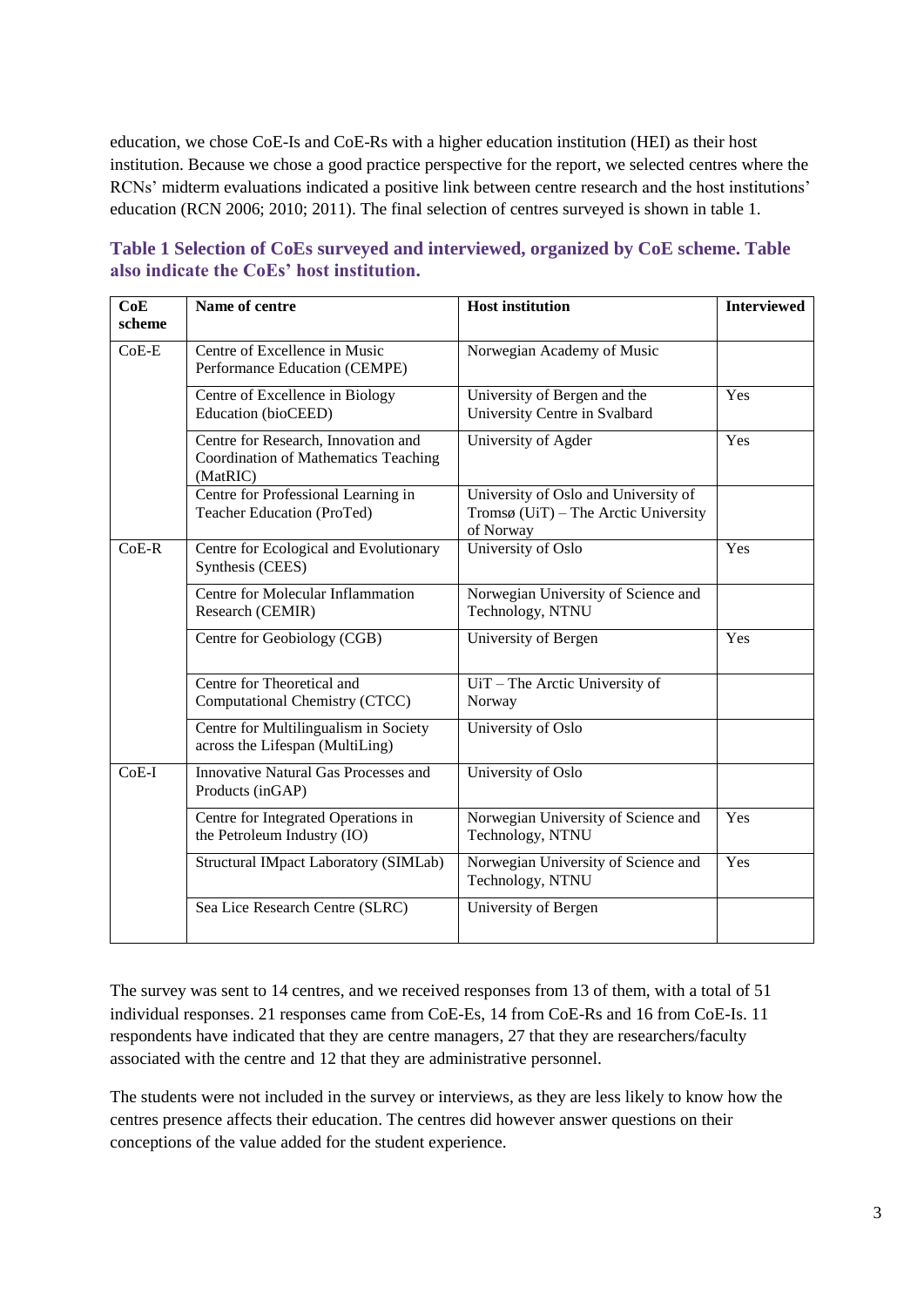education, we chose CoE-Is and CoE-Rs with a higher education institution (HEI) as their host institution. Because we chose a good practice perspective for the report, we selected centres where the RCNs' midterm evaluations indicated a positive link between centre research and the host institutions' education (RCN 2006; 2010; 2011). The final selection of centres surveyed is shown in table 1.

**Table 1 Selection of CoEs surveyed and interviewed, organized by CoE scheme. Table also indicate the CoEs' host institution.**

| CoE scheme | Name of centre | Host institution | Interviewed |
|---|---|---|---|
| CoE-E | Centre of Excellence in Music Performance Education (CEMPE) | Norwegian Academy of Music | |
| | Centre of Excellence in Biology Education (bioCEED) | University of Bergen and the University Centre in Svalbard | Yes |
| | Centre for Research, Innovation and Coordination of Mathematics Teaching (MatRIC) | University of Agder | Yes |
| | Centre for Professional Learning in Teacher Education (ProTed) | University of Oslo and University of Tromsø (UiT) – The Arctic University of Norway | |
| CoE-R | Centre for Ecological and Evolutionary Synthesis (CEES) | University of Oslo | Yes |
| | Centre for Molecular Inflammation Research (CEMIR) | Norwegian University of Science and Technology, NTNU | |
| | Centre for Geobiology (CGB) | University of Bergen | Yes |
| | Centre for Theoretical and Computational Chemistry (CTCC) | UiT – The Arctic University of Norway | |
| | Centre for Multilingualism in Society across the Lifespan (MultiLing) | University of Oslo | |
| CoE-I | Innovative Natural Gas Processes and Products (inGAP) | University of Oslo | |
| | Centre for Integrated Operations in the Petroleum Industry (IO) | Norwegian University of Science and Technology, NTNU | Yes |
| | Structural IMpact Laboratory (SIMLab) | Norwegian University of Science and Technology, NTNU | Yes |
| | Sea Lice Research Centre (SLRC) | University of Bergen | |

The survey was sent to 14 centres, and we received responses from 13 of them, with a total of 51 individual responses. 21 responses came from CoE-Es, 14 from CoE-Rs and 16 from CoE-Is. 11 respondents have indicated that they are centre managers, 27 that they are researchers/faculty associated with the centre and 12 that they are administrative personnel.

The students were not included in the survey or interviews, as they are less likely to know how the centres presence affects their education. The centres did however answer questions on their conceptions of the value added for the student experience.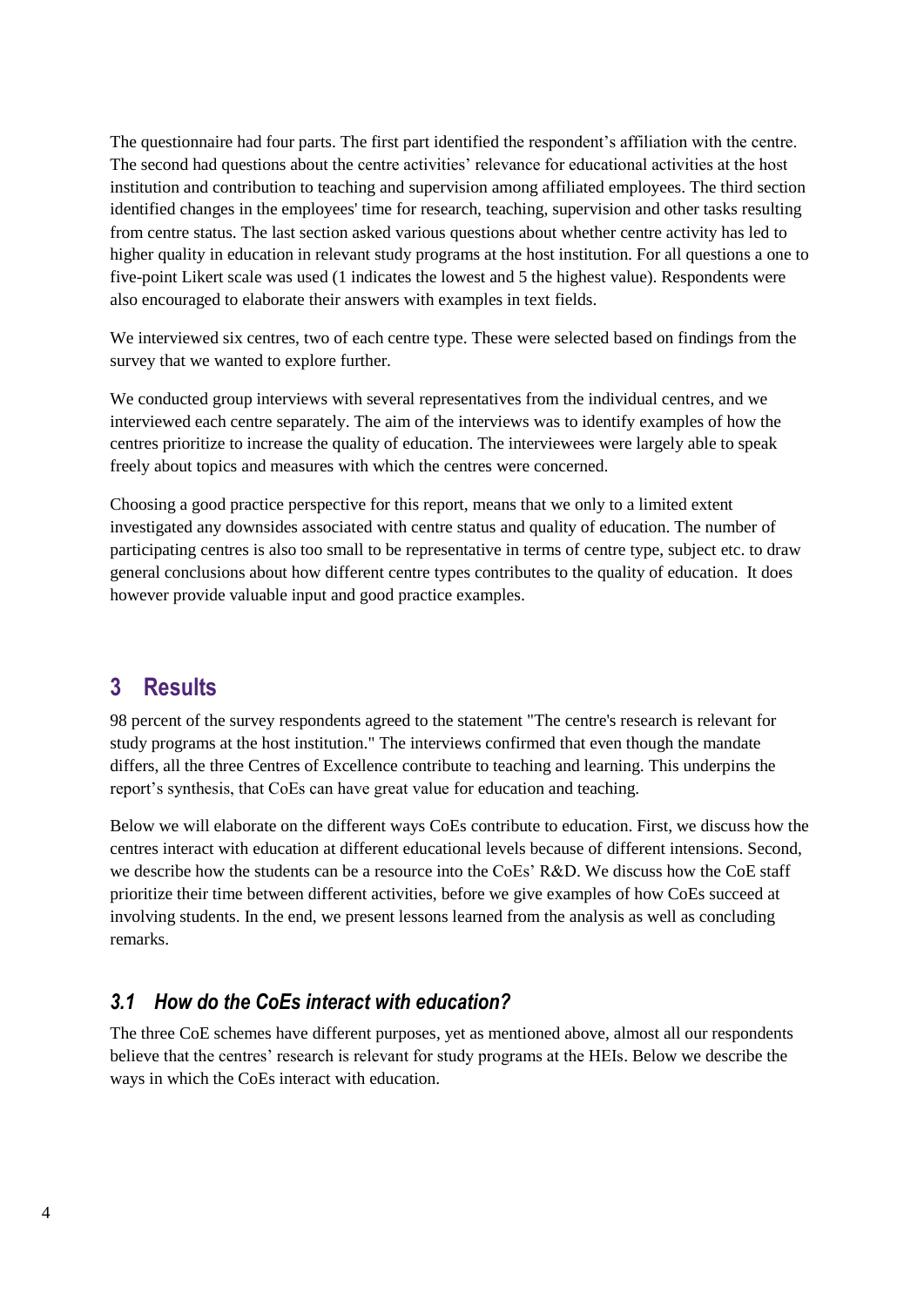The questionnaire had four parts. The first part identified the respondent's affiliation with the centre. The second had questions about the centre activities' relevance for educational activities at the host institution and contribution to teaching and supervision among affiliated employees. The third section identified changes in the employees' time for research, teaching, supervision and other tasks resulting from centre status. The last section asked various questions about whether centre activity has led to higher quality in education in relevant study programs at the host institution. For all questions a one to five-point Likert scale was used (1 indicates the lowest and 5 the highest value). Respondents were also encouraged to elaborate their answers with examples in text fields.

We interviewed six centres, two of each centre type. These were selected based on findings from the survey that we wanted to explore further.

We conducted group interviews with several representatives from the individual centres, and we interviewed each centre separately. The aim of the interviews was to identify examples of how the centres prioritize to increase the quality of education. The interviewees were largely able to speak freely about topics and measures with which the centres were concerned.

Choosing a good practice perspective for this report, means that we only to a limited extent investigated any downsides associated with centre status and quality of education. The number of participating centres is also too small to be representative in terms of centre type, subject etc. to draw general conclusions about how different centre types contributes to the quality of education. It does however provide valuable input and good practice examples.

# 3 Results

98 percent of the survey respondents agreed to the statement "The centre's research is relevant for study programs at the host institution." The interviews confirmed that even though the mandate differs, all the three Centres of Excellence contribute to teaching and learning. This underpins the report's synthesis, that CoEs can have great value for education and teaching.

Below we will elaborate on the different ways CoEs contribute to education. First, we discuss how the centres interact with education at different educational levels because of different intensions. Second, we describe how the students can be a resource into the CoEs' R&D. We discuss how the CoE staff prioritize their time between different activities, before we give examples of how CoEs succeed at involving students. In the end, we present lessons learned from the analysis as well as concluding remarks.

## *3.1 How do the CoEs interact with education?*

The three CoE schemes have different purposes, yet as mentioned above, almost all our respondents believe that the centres' research is relevant for study programs at the HEIs. Below we describe the ways in which the CoEs interact with education.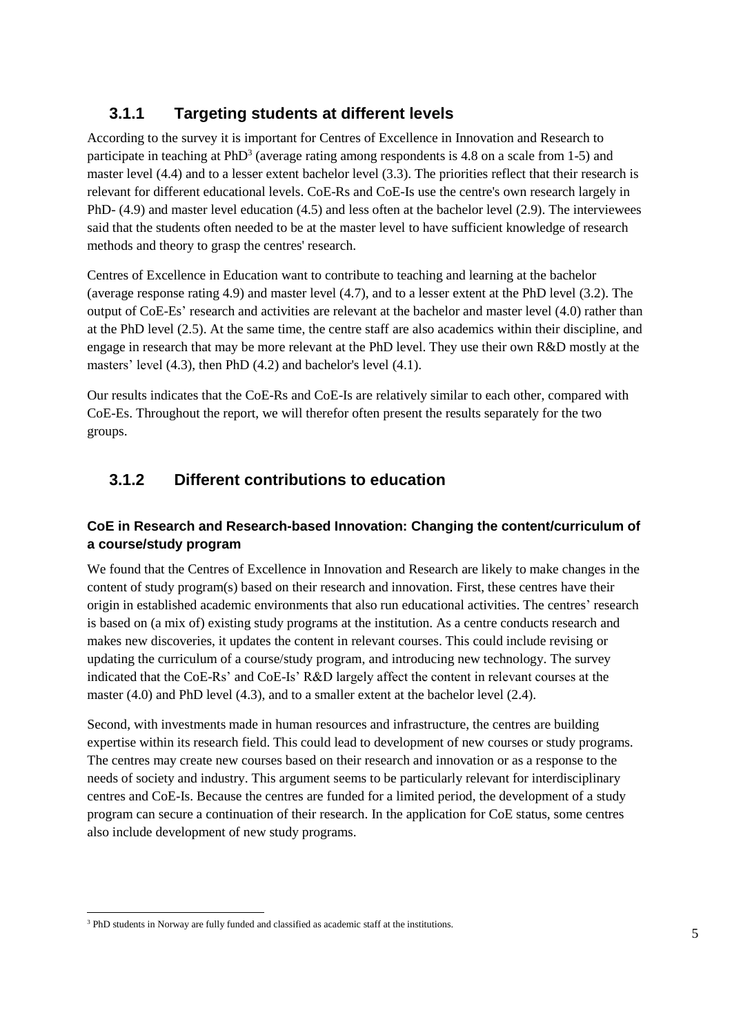### 3.1.1 Targeting students at different levels

According to the survey it is important for Centres of Excellence in Innovation and Research to participate in teaching at PhD[3] (average rating among respondents is 4.8 on a scale from 1-5) and master level (4.4) and to a lesser extent bachelor level (3.3). The priorities reflect that their research is relevant for different educational levels. CoE-Rs and CoE-Is use the centre's own research largely in PhD- (4.9) and master level education (4.5) and less often at the bachelor level (2.9). The interviewees said that the students often needed to be at the master level to have sufficient knowledge of research methods and theory to grasp the centres' research.

Centres of Excellence in Education want to contribute to teaching and learning at the bachelor (average response rating 4.9) and master level (4.7), and to a lesser extent at the PhD level (3.2). The output of CoE-Es' research and activities are relevant at the bachelor and master level (4.0) rather than at the PhD level (2.5). At the same time, the centre staff are also academics within their discipline, and engage in research that may be more relevant at the PhD level. They use their own R&D mostly at the masters' level (4.3), then PhD (4.2) and bachelor's level (4.1).

Our results indicates that the CoE-Rs and CoE-Is are relatively similar to each other, compared with CoE-Es. Throughout the report, we will therefor often present the results separately for the two groups.

### 3.1.2 Different contributions to education

**CoE in Research and Research-based Innovation: Changing the content/curriculum of a course/study program**

We found that the Centres of Excellence in Innovation and Research are likely to make changes in the content of study program(s) based on their research and innovation. First, these centres have their origin in established academic environments that also run educational activities. The centres' research is based on (a mix of) existing study programs at the institution. As a centre conducts research and makes new discoveries, it updates the content in relevant courses. This could include revising or updating the curriculum of a course/study program, and introducing new technology. The survey indicated that the CoE-Rs' and CoE-Is' R&D largely affect the content in relevant courses at the master (4.0) and PhD level (4.3), and to a smaller extent at the bachelor level (2.4).

Second, with investments made in human resources and infrastructure, the centres are building expertise within its research field. This could lead to development of new courses or study programs. The centres may create new courses based on their research and innovation or as a response to the needs of society and industry. This argument seems to be particularly relevant for interdisciplinary centres and CoE-Is. Because the centres are funded for a limited period, the development of a study program can secure a continuation of their research. In the application for CoE status, some centres also include development of new study programs.

[3] PhD students in Norway are fully funded and classified as academic staff at the institutions.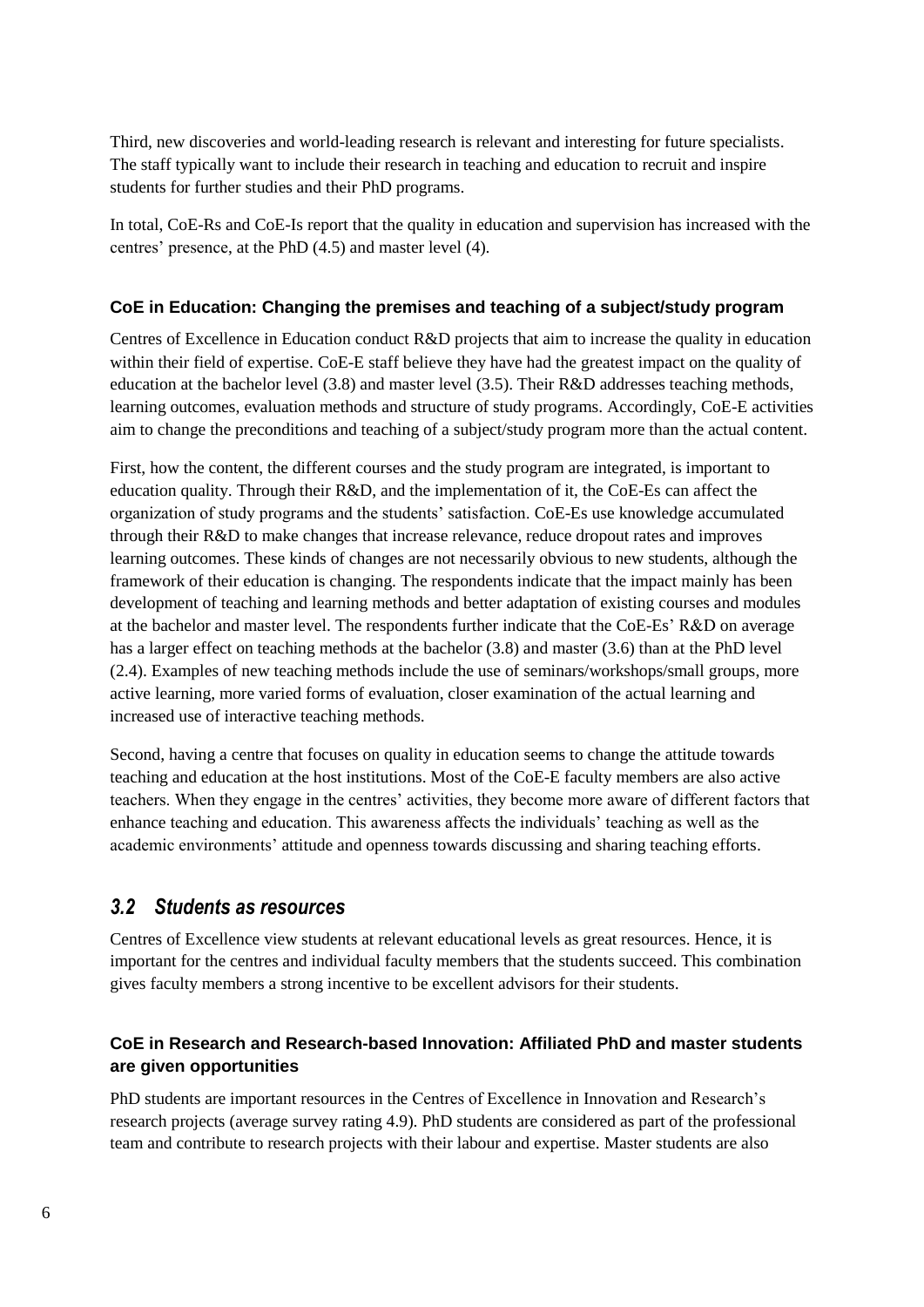Third, new discoveries and world-leading research is relevant and interesting for future specialists. The staff typically want to include their research in teaching and education to recruit and inspire students for further studies and their PhD programs.

In total, CoE-Rs and CoE-Is report that the quality in education and supervision has increased with the centres' presence, at the PhD (4.5) and master level (4).

### CoE in Education: Changing the premises and teaching of a subject/study program

Centres of Excellence in Education conduct R&D projects that aim to increase the quality in education within their field of expertise. CoE-E staff believe they have had the greatest impact on the quality of education at the bachelor level (3.8) and master level (3.5). Their R&D addresses teaching methods, learning outcomes, evaluation methods and structure of study programs. Accordingly, CoE-E activities aim to change the preconditions and teaching of a subject/study program more than the actual content.

First, how the content, the different courses and the study program are integrated, is important to education quality. Through their R&D, and the implementation of it, the CoE-Es can affect the organization of study programs and the students' satisfaction. CoE-Es use knowledge accumulated through their R&D to make changes that increase relevance, reduce dropout rates and improves learning outcomes. These kinds of changes are not necessarily obvious to new students, although the framework of their education is changing. The respondents indicate that the impact mainly has been development of teaching and learning methods and better adaptation of existing courses and modules at the bachelor and master level. The respondents further indicate that the CoE-Es' R&D on average has a larger effect on teaching methods at the bachelor (3.8) and master (3.6) than at the PhD level (2.4). Examples of new teaching methods include the use of seminars/workshops/small groups, more active learning, more varied forms of evaluation, closer examination of the actual learning and increased use of interactive teaching methods.

Second, having a centre that focuses on quality in education seems to change the attitude towards teaching and education at the host institutions. Most of the CoE-E faculty members are also active teachers. When they engage in the centres' activities, they become more aware of different factors that enhance teaching and education. This awareness affects the individuals' teaching as well as the academic environments' attitude and openness towards discussing and sharing teaching efforts.

## *3.2 Students as resources*

Centres of Excellence view students at relevant educational levels as great resources. Hence, it is important for the centres and individual faculty members that the students succeed. This combination gives faculty members a strong incentive to be excellent advisors for their students.

### CoE in Research and Research-based Innovation: Affiliated PhD and master students are given opportunities

PhD students are important resources in the Centres of Excellence in Innovation and Research's research projects (average survey rating 4.9). PhD students are considered as part of the professional team and contribute to research projects with their labour and expertise. Master students are also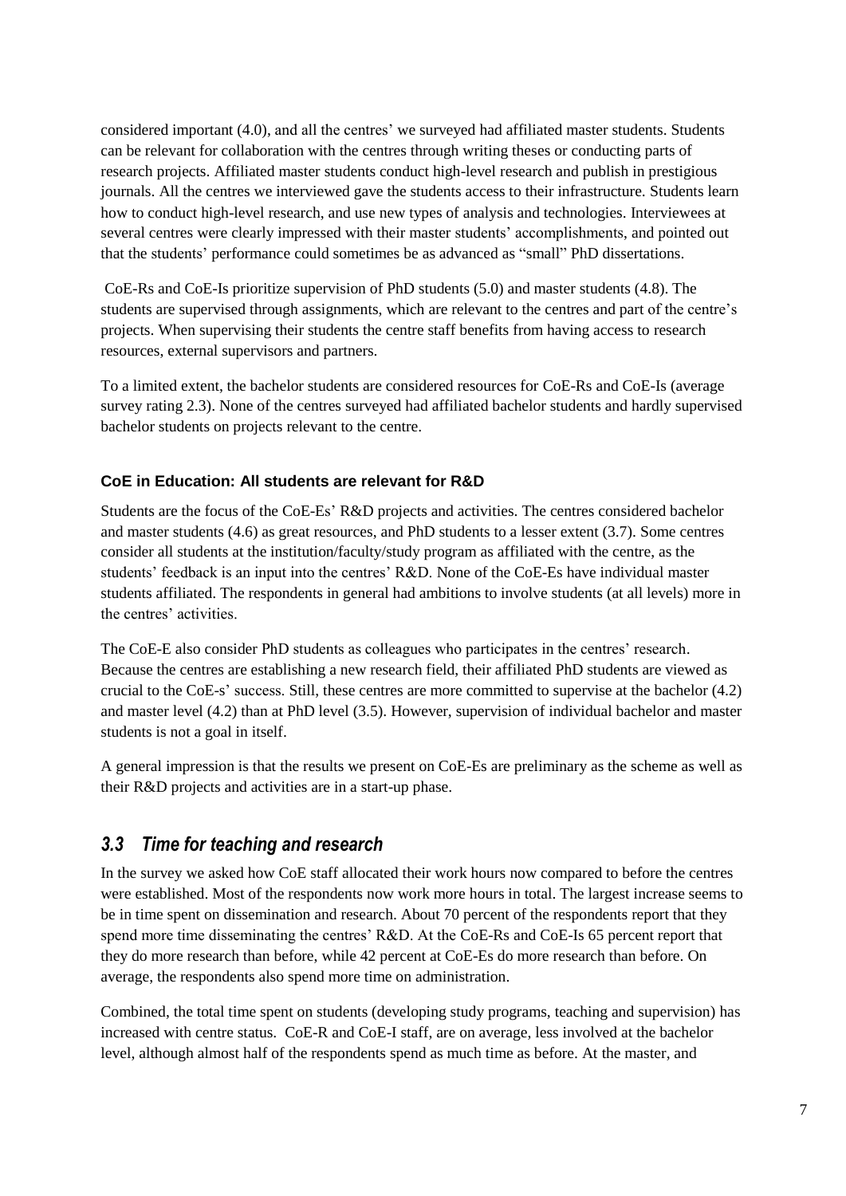considered important (4.0), and all the centres' we surveyed had affiliated master students. Students can be relevant for collaboration with the centres through writing theses or conducting parts of research projects. Affiliated master students conduct high-level research and publish in prestigious journals. All the centres we interviewed gave the students access to their infrastructure. Students learn how to conduct high-level research, and use new types of analysis and technologies. Interviewees at several centres were clearly impressed with their master students' accomplishments, and pointed out that the students' performance could sometimes be as advanced as "small" PhD dissertations.

CoE-Rs and CoE-Is prioritize supervision of PhD students (5.0) and master students (4.8). The students are supervised through assignments, which are relevant to the centres and part of the centre's projects. When supervising their students the centre staff benefits from having access to research resources, external supervisors and partners.

To a limited extent, the bachelor students are considered resources for CoE-Rs and CoE-Is (average survey rating 2.3). None of the centres surveyed had affiliated bachelor students and hardly supervised bachelor students on projects relevant to the centre.

**CoE in Education: All students are relevant for R&D**

Students are the focus of the CoE-Es' R&D projects and activities. The centres considered bachelor and master students (4.6) as great resources, and PhD students to a lesser extent (3.7). Some centres consider all students at the institution/faculty/study program as affiliated with the centre, as the students' feedback is an input into the centres' R&D. None of the CoE-Es have individual master students affiliated. The respondents in general had ambitions to involve students (at all levels) more in the centres' activities.

The CoE-E also consider PhD students as colleagues who participates in the centres' research. Because the centres are establishing a new research field, their affiliated PhD students are viewed as crucial to the CoE-s' success. Still, these centres are more committed to supervise at the bachelor (4.2) and master level (4.2) than at PhD level (3.5). However, supervision of individual bachelor and master students is not a goal in itself.

A general impression is that the results we present on CoE-Es are preliminary as the scheme as well as their R&D projects and activities are in a start-up phase.

## *3.3 Time for teaching and research*

In the survey we asked how CoE staff allocated their work hours now compared to before the centres were established. Most of the respondents now work more hours in total. The largest increase seems to be in time spent on dissemination and research. About 70 percent of the respondents report that they spend more time disseminating the centres' R&D. At the CoE-Rs and CoE-Is 65 percent report that they do more research than before, while 42 percent at CoE-Es do more research than before. On average, the respondents also spend more time on administration.

Combined, the total time spent on students (developing study programs, teaching and supervision) has increased with centre status. CoE-R and CoE-I staff, are on average, less involved at the bachelor level, although almost half of the respondents spend as much time as before. At the master, and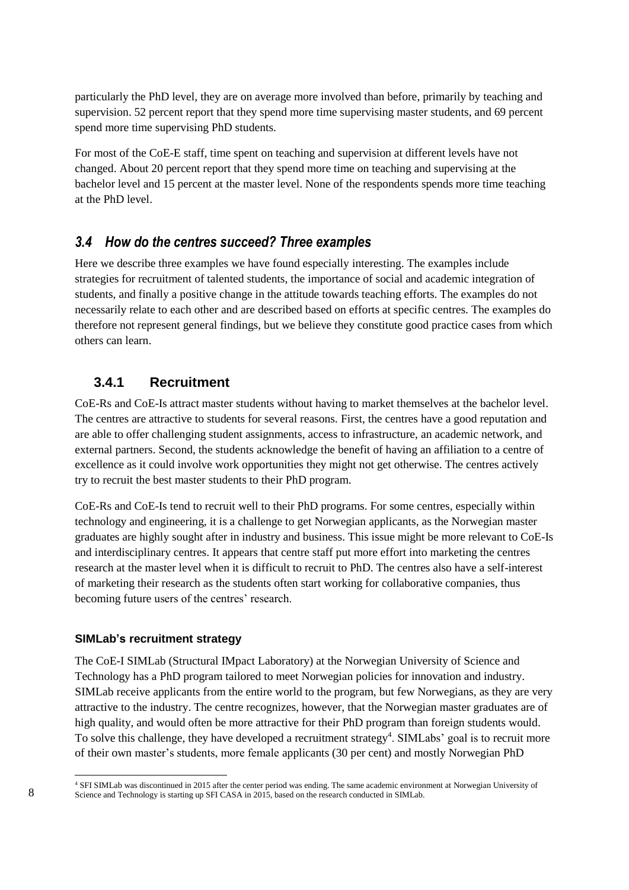particularly the PhD level, they are on average more involved than before, primarily by teaching and supervision. 52 percent report that they spend more time supervising master students, and 69 percent spend more time supervising PhD students.

For most of the CoE-E staff, time spent on teaching and supervision at different levels have not changed. About 20 percent report that they spend more time on teaching and supervising at the bachelor level and 15 percent at the master level. None of the respondents spends more time teaching at the PhD level.

## *3.4 How do the centres succeed? Three examples*

Here we describe three examples we have found especially interesting. The examples include strategies for recruitment of talented students, the importance of social and academic integration of students, and finally a positive change in the attitude towards teaching efforts. The examples do not necessarily relate to each other and are described based on efforts at specific centres. The examples do therefore not represent general findings, but we believe they constitute good practice cases from which others can learn.

### 3.4.1 Recruitment

CoE-Rs and CoE-Is attract master students without having to market themselves at the bachelor level. The centres are attractive to students for several reasons. First, the centres have a good reputation and are able to offer challenging student assignments, access to infrastructure, an academic network, and external partners. Second, the students acknowledge the benefit of having an affiliation to a centre of excellence as it could involve work opportunities they might not get otherwise. The centres actively try to recruit the best master students to their PhD program.

CoE-Rs and CoE-Is tend to recruit well to their PhD programs. For some centres, especially within technology and engineering, it is a challenge to get Norwegian applicants, as the Norwegian master graduates are highly sought after in industry and business. This issue might be more relevant to CoE-Is and interdisciplinary centres. It appears that centre staff put more effort into marketing the centres research at the master level when it is difficult to recruit to PhD. The centres also have a self-interest of marketing their research as the students often start working for collaborative companies, thus becoming future users of the centres' research.

#### SIMLab's recruitment strategy

The CoE-I SIMLab (Structural IMpact Laboratory) at the Norwegian University of Science and Technology has a PhD program tailored to meet Norwegian policies for innovation and industry. SIMLab receive applicants from the entire world to the program, but few Norwegians, as they are very attractive to the industry. The centre recognizes, however, that the Norwegian master graduates are of high quality, and would often be more attractive for their PhD program than foreign students would. To solve this challenge, they have developed a recruitment strategy[4]. SIMLabs' goal is to recruit more of their own master's students, more female applicants (30 per cent) and mostly Norwegian PhD

[4] SFI SIMLab was discontinued in 2015 after the center period was ending. The same academic environment at Norwegian University of Science and Technology is starting up SFI CASA in 2015, based on the research conducted in SIMLab.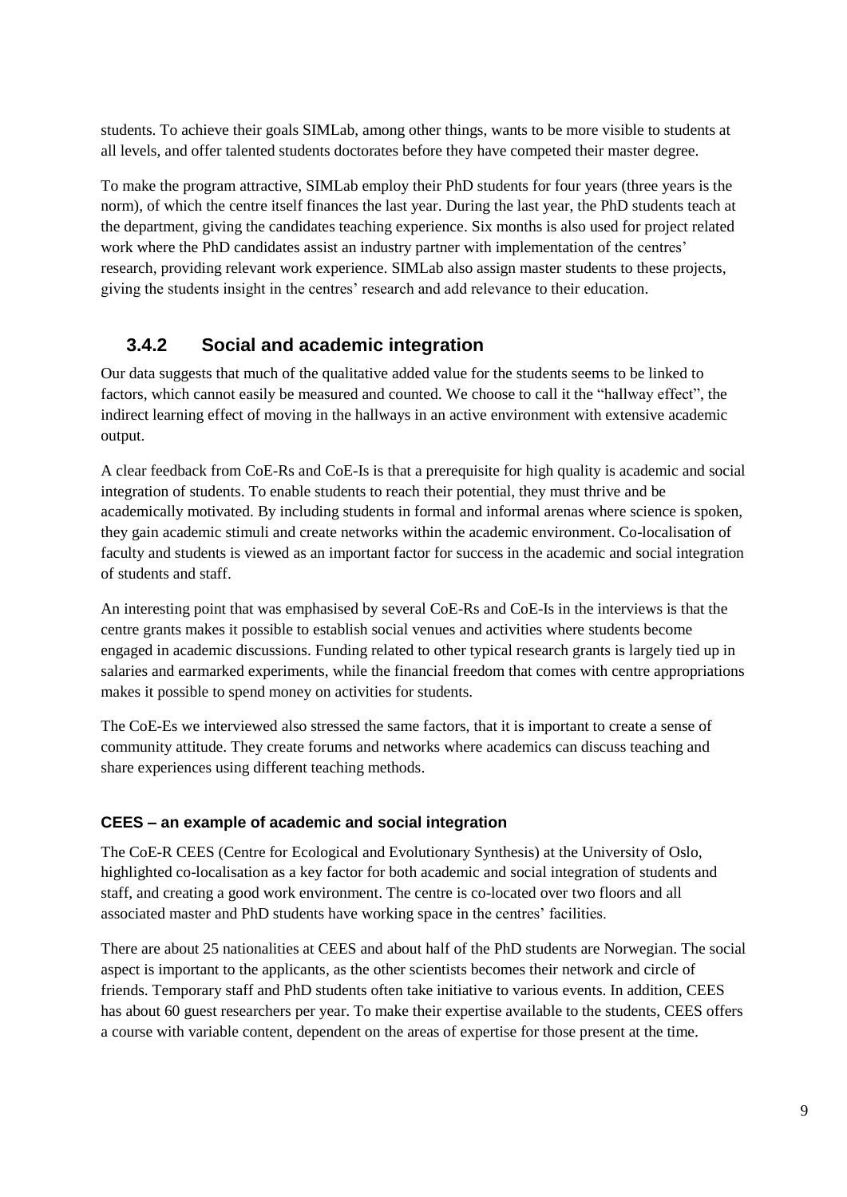students. To achieve their goals SIMLab, among other things, wants to be more visible to students at all levels, and offer talented students doctorates before they have competed their master degree.

To make the program attractive, SIMLab employ their PhD students for four years (three years is the norm), of which the centre itself finances the last year. During the last year, the PhD students teach at the department, giving the candidates teaching experience. Six months is also used for project related work where the PhD candidates assist an industry partner with implementation of the centres' research, providing relevant work experience. SIMLab also assign master students to these projects, giving the students insight in the centres' research and add relevance to their education.

### 3.4.2 Social and academic integration

Our data suggests that much of the qualitative added value for the students seems to be linked to factors, which cannot easily be measured and counted. We choose to call it the "hallway effect", the indirect learning effect of moving in the hallways in an active environment with extensive academic output.

A clear feedback from CoE-Rs and CoE-Is is that a prerequisite for high quality is academic and social integration of students. To enable students to reach their potential, they must thrive and be academically motivated. By including students in formal and informal arenas where science is spoken, they gain academic stimuli and create networks within the academic environment. Co-localisation of faculty and students is viewed as an important factor for success in the academic and social integration of students and staff.

An interesting point that was emphasised by several CoE-Rs and CoE-Is in the interviews is that the centre grants makes it possible to establish social venues and activities where students become engaged in academic discussions. Funding related to other typical research grants is largely tied up in salaries and earmarked experiments, while the financial freedom that comes with centre appropriations makes it possible to spend money on activities for students.

The CoE-Es we interviewed also stressed the same factors, that it is important to create a sense of community attitude. They create forums and networks where academics can discuss teaching and share experiences using different teaching methods.

#### CEES – an example of academic and social integration

The CoE-R CEES (Centre for Ecological and Evolutionary Synthesis) at the University of Oslo, highlighted co-localisation as a key factor for both academic and social integration of students and staff, and creating a good work environment. The centre is co-located over two floors and all associated master and PhD students have working space in the centres' facilities.

There are about 25 nationalities at CEES and about half of the PhD students are Norwegian. The social aspect is important to the applicants, as the other scientists becomes their network and circle of friends. Temporary staff and PhD students often take initiative to various events. In addition, CEES has about 60 guest researchers per year. To make their expertise available to the students, CEES offers a course with variable content, dependent on the areas of expertise for those present at the time.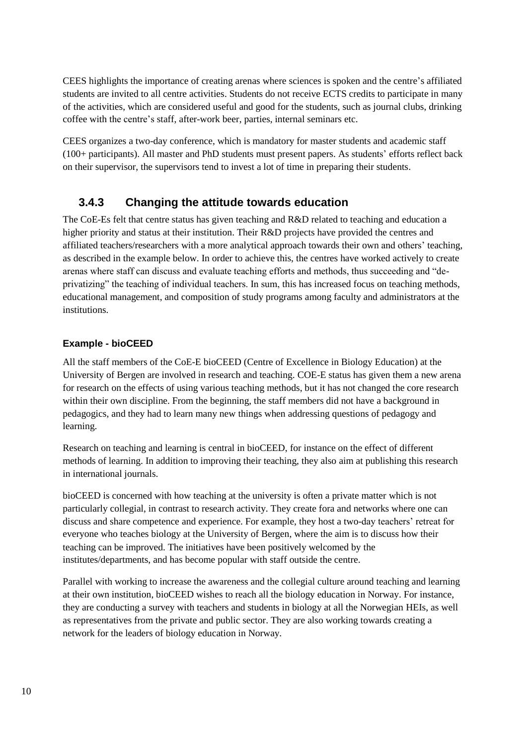CEES highlights the importance of creating arenas where sciences is spoken and the centre's affiliated students are invited to all centre activities. Students do not receive ECTS credits to participate in many of the activities, which are considered useful and good for the students, such as journal clubs, drinking coffee with the centre's staff, after-work beer, parties, internal seminars etc.

CEES organizes a two-day conference, which is mandatory for master students and academic staff (100+ participants). All master and PhD students must present papers. As students' efforts reflect back on their supervisor, the supervisors tend to invest a lot of time in preparing their students.

### 3.4.3 Changing the attitude towards education

The CoE-Es felt that centre status has given teaching and R&D related to teaching and education a higher priority and status at their institution. Their R&D projects have provided the centres and affiliated teachers/researchers with a more analytical approach towards their own and others' teaching, as described in the example below. In order to achieve this, the centres have worked actively to create arenas where staff can discuss and evaluate teaching efforts and methods, thus succeeding and "de-privatizing" the teaching of individual teachers. In sum, this has increased focus on teaching methods, educational management, and composition of study programs among faculty and administrators at the institutions.

#### Example - bioCEED

All the staff members of the CoE-E bioCEED (Centre of Excellence in Biology Education) at the University of Bergen are involved in research and teaching. COE-E status has given them a new arena for research on the effects of using various teaching methods, but it has not changed the core research within their own discipline. From the beginning, the staff members did not have a background in pedagogics, and they had to learn many new things when addressing questions of pedagogy and learning.

Research on teaching and learning is central in bioCEED, for instance on the effect of different methods of learning. In addition to improving their teaching, they also aim at publishing this research in international journals.

bioCEED is concerned with how teaching at the university is often a private matter which is not particularly collegial, in contrast to research activity. They create fora and networks where one can discuss and share competence and experience. For example, they host a two-day teachers' retreat for everyone who teaches biology at the University of Bergen, where the aim is to discuss how their teaching can be improved. The initiatives have been positively welcomed by the institutes/departments, and has become popular with staff outside the centre.

Parallel with working to increase the awareness and the collegial culture around teaching and learning at their own institution, bioCEED wishes to reach all the biology education in Norway. For instance, they are conducting a survey with teachers and students in biology at all the Norwegian HEIs, as well as representatives from the private and public sector. They are also working towards creating a network for the leaders of biology education in Norway.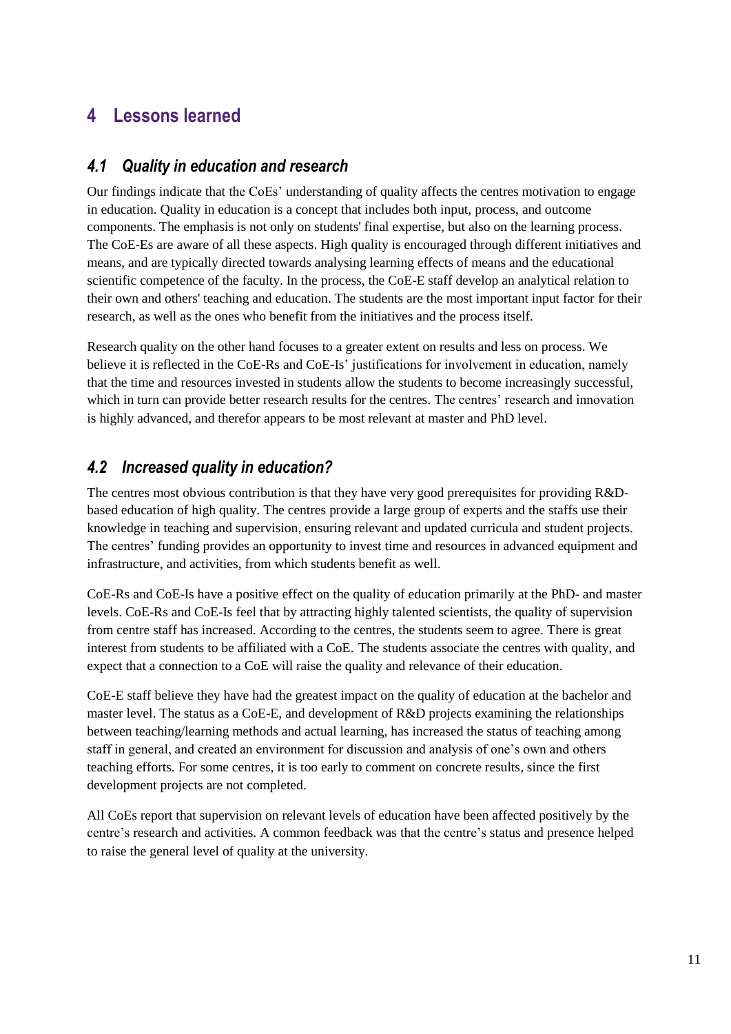# 4 Lessons learned

## *4.1 Quality in education and research*

Our findings indicate that the CoEs' understanding of quality affects the centres motivation to engage in education. Quality in education is a concept that includes both input, process, and outcome components. The emphasis is not only on students' final expertise, but also on the learning process. The CoE-Es are aware of all these aspects. High quality is encouraged through different initiatives and means, and are typically directed towards analysing learning effects of means and the educational scientific competence of the faculty. In the process, the CoE-E staff develop an analytical relation to their own and others' teaching and education. The students are the most important input factor for their research, as well as the ones who benefit from the initiatives and the process itself.

Research quality on the other hand focuses to a greater extent on results and less on process. We believe it is reflected in the CoE-Rs and CoE-Is' justifications for involvement in education, namely that the time and resources invested in students allow the students to become increasingly successful, which in turn can provide better research results for the centres. The centres' research and innovation is highly advanced, and therefor appears to be most relevant at master and PhD level.

## *4.2 Increased quality in education?*

The centres most obvious contribution is that they have very good prerequisites for providing R&D-based education of high quality. The centres provide a large group of experts and the staffs use their knowledge in teaching and supervision, ensuring relevant and updated curricula and student projects. The centres' funding provides an opportunity to invest time and resources in advanced equipment and infrastructure, and activities, from which students benefit as well.

CoE-Rs and CoE-Is have a positive effect on the quality of education primarily at the PhD- and master levels. CoE-Rs and CoE-Is feel that by attracting highly talented scientists, the quality of supervision from centre staff has increased. According to the centres, the students seem to agree. There is great interest from students to be affiliated with a CoE. The students associate the centres with quality, and expect that a connection to a CoE will raise the quality and relevance of their education.

CoE-E staff believe they have had the greatest impact on the quality of education at the bachelor and master level. The status as a CoE-E, and development of R&D projects examining the relationships between teaching/learning methods and actual learning, has increased the status of teaching among staff in general, and created an environment for discussion and analysis of one's own and others teaching efforts. For some centres, it is too early to comment on concrete results, since the first development projects are not completed.

All CoEs report that supervision on relevant levels of education have been affected positively by the centre's research and activities. A common feedback was that the centre's status and presence helped to raise the general level of quality at the university.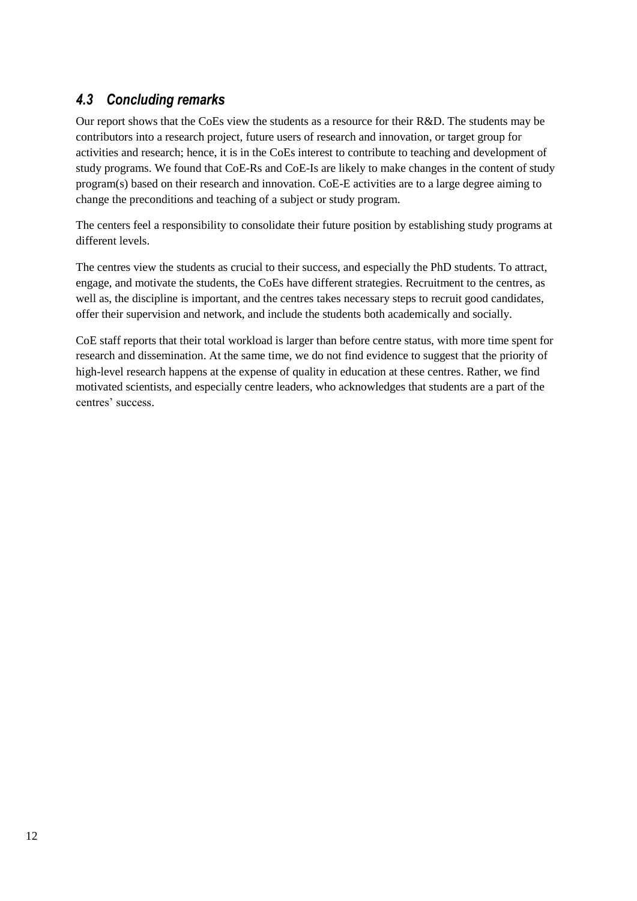### *4.3 Concluding remarks*

Our report shows that the CoEs view the students as a resource for their R&D. The students may be contributors into a research project, future users of research and innovation, or target group for activities and research; hence, it is in the CoEs interest to contribute to teaching and development of study programs. We found that CoE-Rs and CoE-Is are likely to make changes in the content of study program(s) based on their research and innovation. CoE-E activities are to a large degree aiming to change the preconditions and teaching of a subject or study program.

The centers feel a responsibility to consolidate their future position by establishing study programs at different levels.

The centres view the students as crucial to their success, and especially the PhD students. To attract, engage, and motivate the students, the CoEs have different strategies. Recruitment to the centres, as well as, the discipline is important, and the centres takes necessary steps to recruit good candidates, offer their supervision and network, and include the students both academically and socially.

CoE staff reports that their total workload is larger than before centre status, with more time spent for research and dissemination. At the same time, we do not find evidence to suggest that the priority of high-level research happens at the expense of quality in education at these centres. Rather, we find motivated scientists, and especially centre leaders, who acknowledges that students are a part of the centres' success.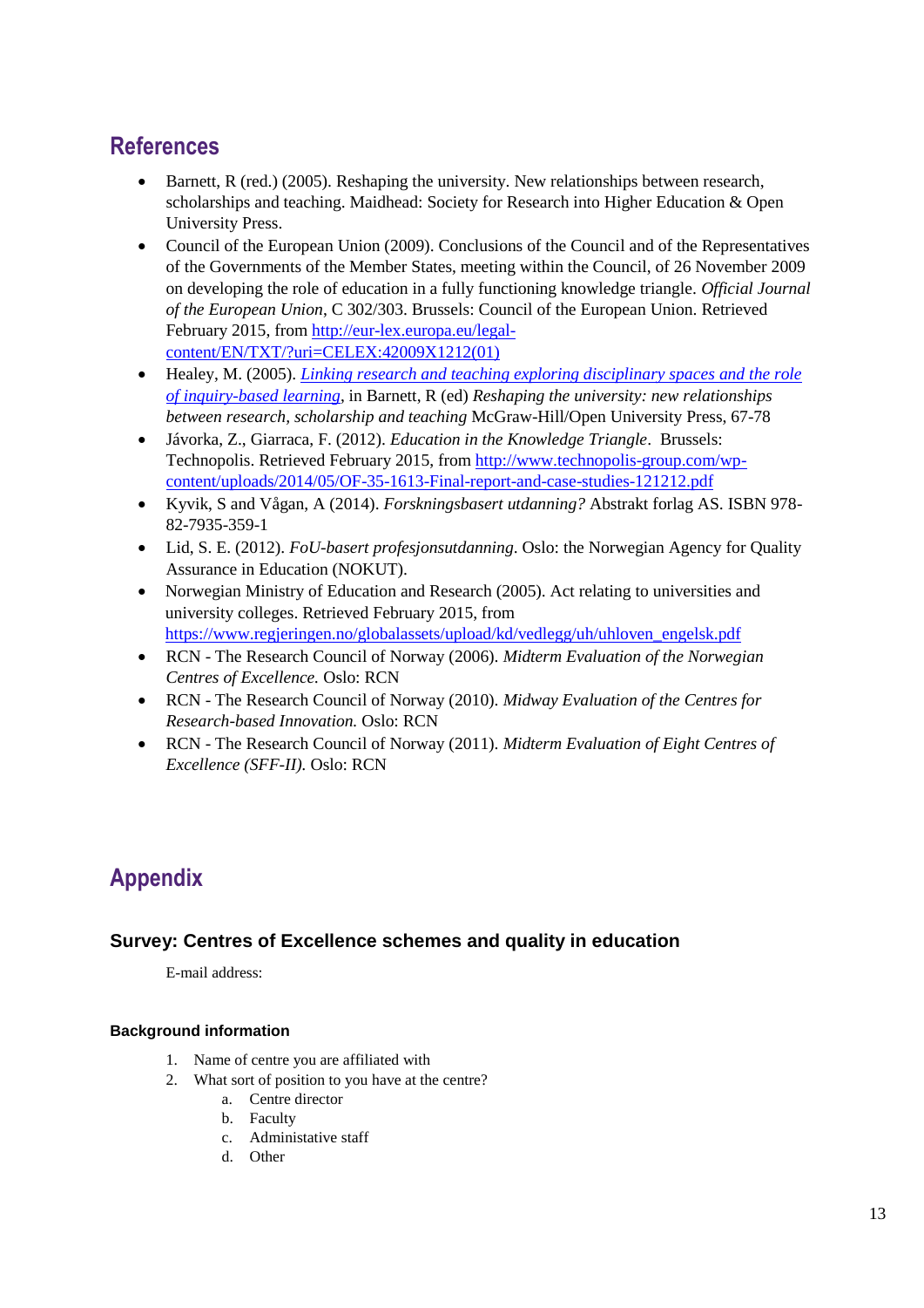## References

- Barnett, R (red.) (2005). Reshaping the university. New relationships between research, scholarships and teaching. Maidhead: Society for Research into Higher Education & Open University Press.
- Council of the European Union (2009). Conclusions of the Council and of the Representatives of the Governments of the Member States, meeting within the Council, of 26 November 2009 on developing the role of education in a fully functioning knowledge triangle. *Official Journal of the European Union*, C 302/303. Brussels: Council of the European Union. Retrieved February 2015, from [http://eur-lex.europa.eu/legal-content/EN/TXT/?uri=CELEX:42009X1212(01)](http://eur-lex.europa.eu/legal-content/EN/TXT/?uri=CELEX:42009X1212(01))
- Healey, M. (2005). *Linking research and teaching exploring disciplinary spaces and the role of inquiry-based learning*, in Barnett, R (ed) *Reshaping the university: new relationships between research, scholarship and teaching* McGraw-Hill/Open University Press, 67-78
- Jávorka, Z., Giarraca, F. (2012). *Education in the Knowledge Triangle*. Brussels: Technopolis. Retrieved February 2015, from [http://www.technopolis-group.com/wp-content/uploads/2014/05/OF-35-1613-Final-report-and-case-studies-121212.pdf](http://www.technopolis-group.com/wp-content/uploads/2014/05/OF-35-1613-Final-report-and-case-studies-121212.pdf)
- Kyvik, S and Vågan, A (2014). *Forskningsbasert utdanning?* Abstrakt forlag AS. ISBN 978-82-7935-359-1
- Lid, S. E. (2012). *FoU-basert profesjonsutdanning*. Oslo: the Norwegian Agency for Quality Assurance in Education (NOKUT).
- Norwegian Ministry of Education and Research (2005). Act relating to universities and university colleges. Retrieved February 2015, from [https://www.regjeringen.no/globalassets/upload/kd/vedlegg/uh/uhloven_engelsk.pdf](https://www.regjeringen.no/globalassets/upload/kd/vedlegg/uh/uhloven_engelsk.pdf)
- RCN - The Research Council of Norway (2006). *Midterm Evaluation of the Norwegian Centres of Excellence.* Oslo: RCN
- RCN - The Research Council of Norway (2010). *Midway Evaluation of the Centres for Research-based Innovation.* Oslo: RCN
- RCN - The Research Council of Norway (2011). *Midterm Evaluation of Eight Centres of Excellence (SFF-II).* Oslo: RCN

## Appendix

### Survey: Centres of Excellence schemes and quality in education

E-mail address:

#### Background information

1. Name of centre you are affiliated with
2. What sort of position to you have at the centre?
   a. Centre director
   b. Faculty
   c. Administative staff
   d. Other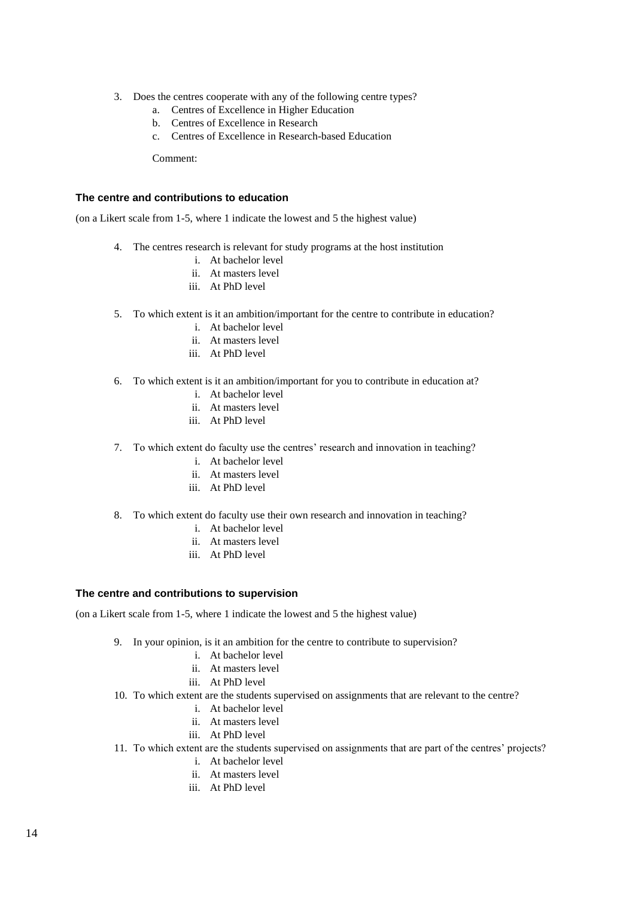3. Does the centres cooperate with any of the following centre types?
    a. Centres of Excellence in Higher Education
    b. Centres of Excellence in Research
    c. Centres of Excellence in Research-based Education

    Comment:

#### The centre and contributions to education

(on a Likert scale from 1-5, where 1 indicate the lowest and 5 the highest value)

4. The centres research is relevant for study programs at the host institution
    i. At bachelor level
    ii. At masters level
    iii. At PhD level

5. To which extent is it an ambition/important for the centre to contribute in education?
    i. At bachelor level
    ii. At masters level
    iii. At PhD level

6. To which extent is it an ambition/important for you to contribute in education at?
    i. At bachelor level
    ii. At masters level
    iii. At PhD level

7. To which extent do faculty use the centres' research and innovation in teaching?
    i. At bachelor level
    ii. At masters level
    iii. At PhD level

8. To which extent do faculty use their own research and innovation in teaching?
    i. At bachelor level
    ii. At masters level
    iii. At PhD level

#### The centre and contributions to supervision

(on a Likert scale from 1-5, where 1 indicate the lowest and 5 the highest value)

9. In your opinion, is it an ambition for the centre to contribute to supervision?
    i. At bachelor level
    ii. At masters level
    iii. At PhD level
10. To which extent are the students supervised on assignments that are relevant to the centre?
    i. At bachelor level
    ii. At masters level
    iii. At PhD level
11. To which extent are the students supervised on assignments that are part of the centres' projects?
    i. At bachelor level
    ii. At masters level
    iii. At PhD level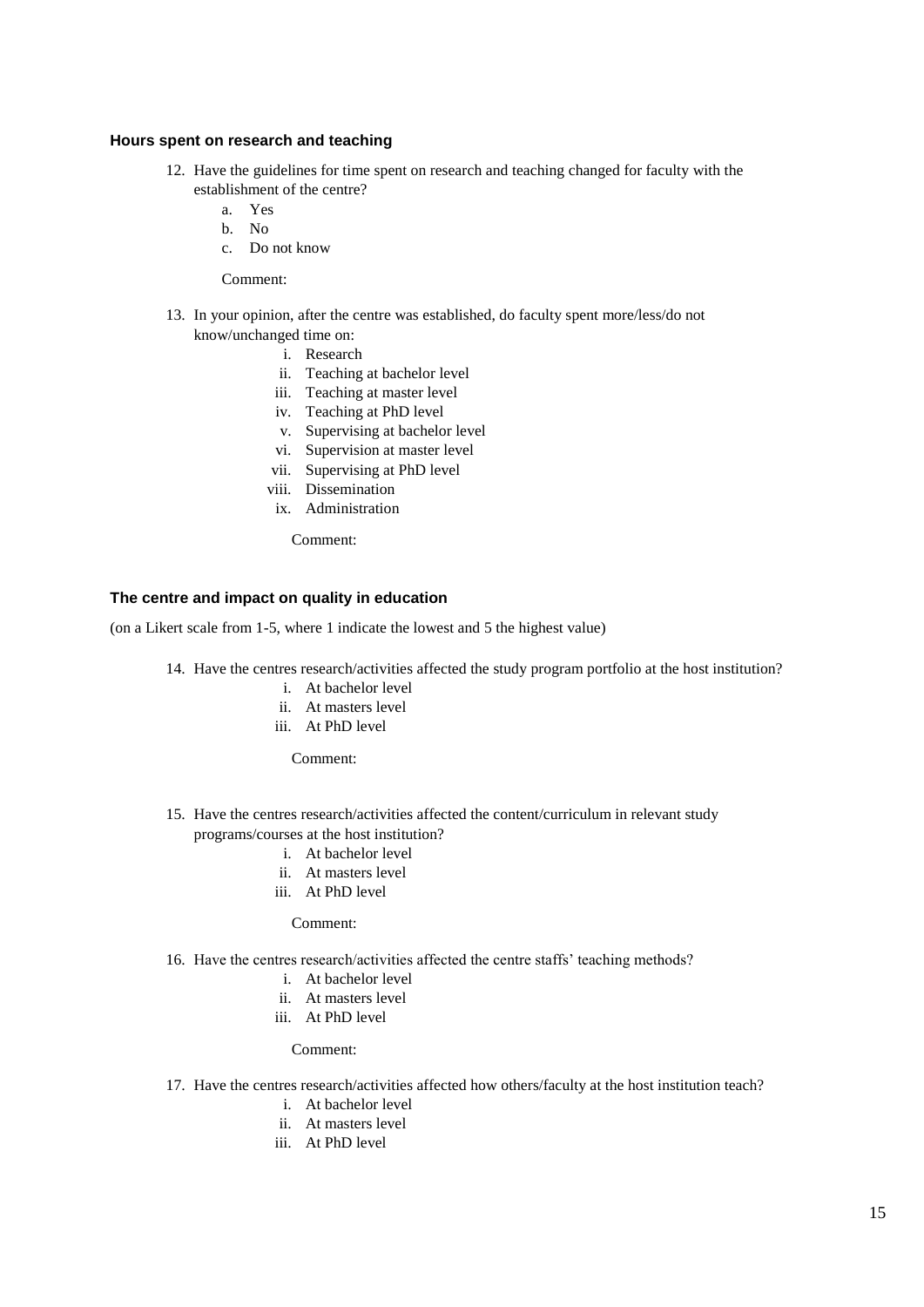### Hours spent on research and teaching

12. Have the guidelines for time spent on research and teaching changed for faculty with the establishment of the centre?
    a. Yes
    b. No
    c. Do not know

    Comment:

13. In your opinion, after the centre was established, do faculty spent more/less/do not know/unchanged time on:
    i. Research
    ii. Teaching at bachelor level
    iii. Teaching at master level
    iv. Teaching at PhD level
    v. Supervising at bachelor level
    vi. Supervision at master level
    vii. Supervising at PhD level
    viii. Dissemination
    ix. Administration

    Comment:

### The centre and impact on quality in education

(on a Likert scale from 1-5, where 1 indicate the lowest and 5 the highest value)

14. Have the centres research/activities affected the study program portfolio at the host institution?
    i. At bachelor level
    ii. At masters level
    iii. At PhD level

    Comment:

15. Have the centres research/activities affected the content/curriculum in relevant study programs/courses at the host institution?
    i. At bachelor level
    ii. At masters level
    iii. At PhD level

    Comment:

16. Have the centres research/activities affected the centre staffs' teaching methods?
    i. At bachelor level
    ii. At masters level
    iii. At PhD level

    Comment:

17. Have the centres research/activities affected how others/faculty at the host institution teach?
    i. At bachelor level
    ii. At masters level
    iii. At PhD level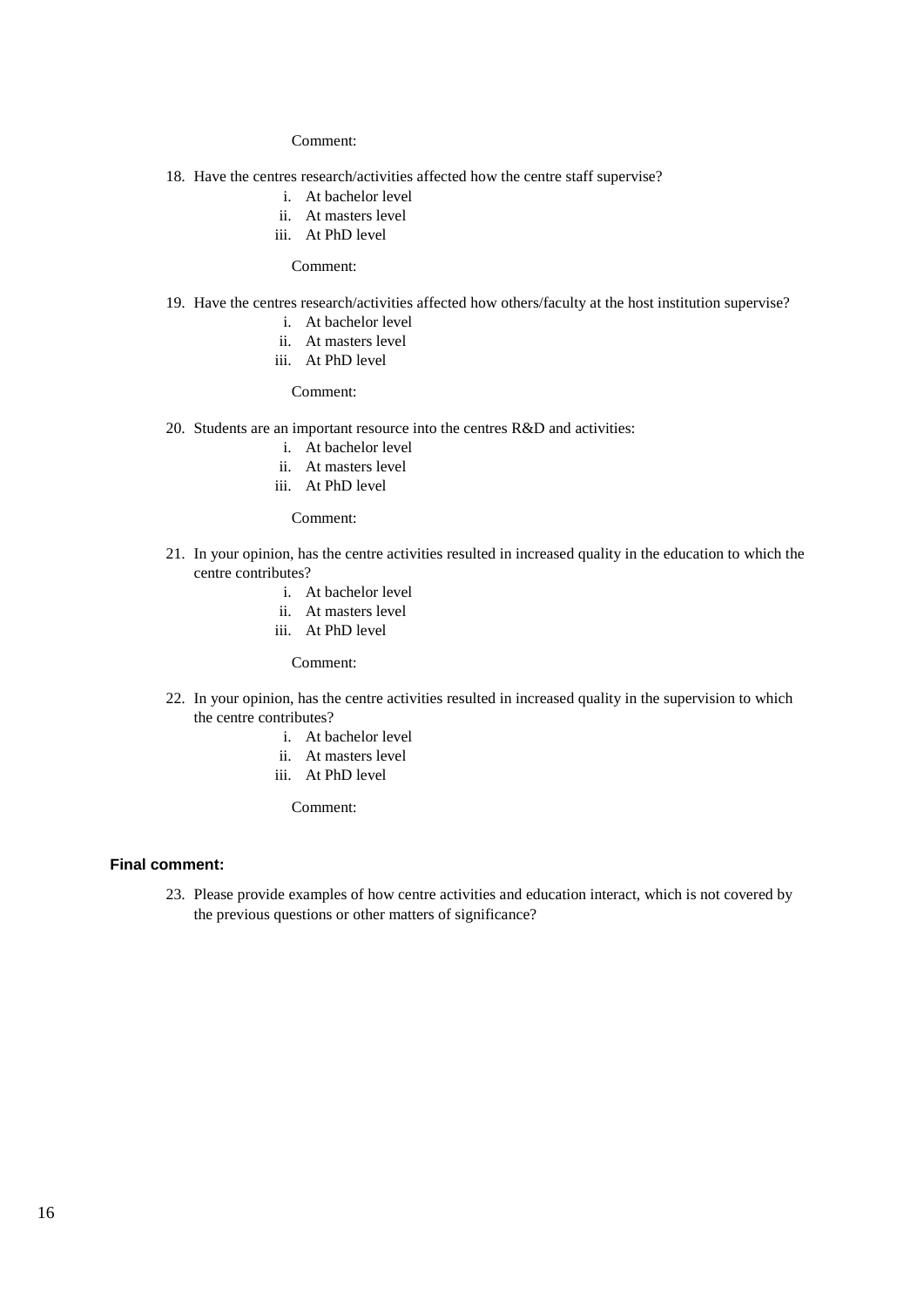Comment:

18. Have the centres research/activities affected how the centre staff supervise?
    i. At bachelor level
    ii. At masters level
    iii. At PhD level

    Comment:

19. Have the centres research/activities affected how others/faculty at the host institution supervise?
    i. At bachelor level
    ii. At masters level
    iii. At PhD level

    Comment:

20. Students are an important resource into the centres R&D and activities:
    i. At bachelor level
    ii. At masters level
    iii. At PhD level

    Comment:

21. In your opinion, has the centre activities resulted in increased quality in the education to which the centre contributes?
    i. At bachelor level
    ii. At masters level
    iii. At PhD level

    Comment:

22. In your opinion, has the centre activities resulted in increased quality in the supervision to which the centre contributes?
    i. At bachelor level
    ii. At masters level
    iii. At PhD level

    Comment:

**Final comment:**

23. Please provide examples of how centre activities and education interact, which is not covered by the previous questions or other matters of significance?